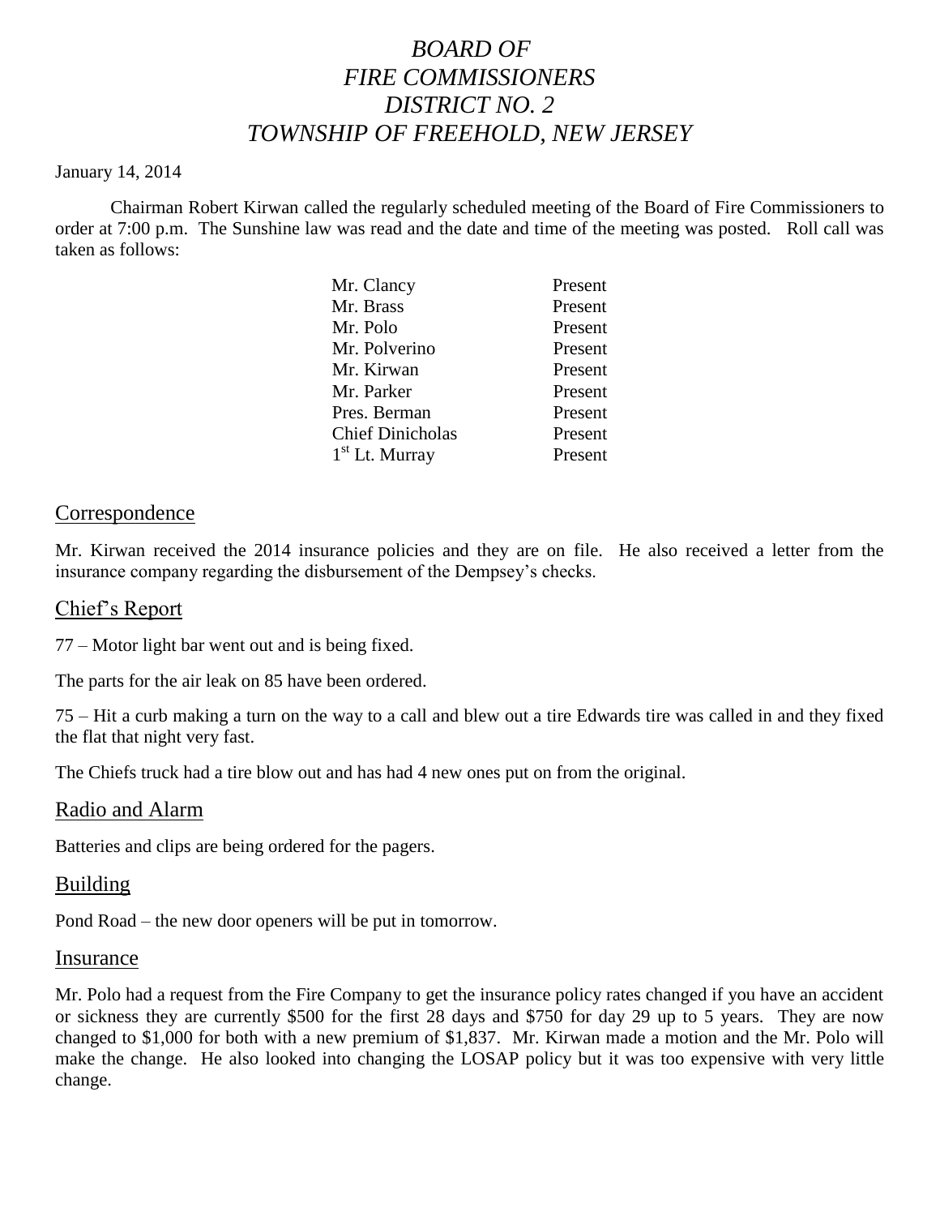# *BOARD OF FIRE COMMISSIONERS DISTRICT NO. 2 TOWNSHIP OF FREEHOLD, NEW JERSEY*

January 14, 2014

Chairman Robert Kirwan called the regularly scheduled meeting of the Board of Fire Commissioners to order at 7:00 p.m. The Sunshine law was read and the date and time of the meeting was posted. Roll call was taken as follows:

| | |
|---|---|
| Mr. Clancy | Present |
| Mr. Brass | Present |
| Mr. Polo | Present |
| Mr. Polverino | Present |
| Mr. Kirwan | Present |
| Mr. Parker | Present |
| Pres. Berman | Present |
| Chief Dinicholas | Present |
| 1st Lt. Murray | Present |

## Correspondence

Mr. Kirwan received the 2014 insurance policies and they are on file. He also received a letter from the insurance company regarding the disbursement of the Dempsey's checks.

## Chief's Report

77 – Motor light bar went out and is being fixed.

The parts for the air leak on 85 have been ordered.

75 – Hit a curb making a turn on the way to a call and blew out a tire Edwards tire was called in and they fixed the flat that night very fast.

The Chiefs truck had a tire blow out and has had 4 new ones put on from the original.

## Radio and Alarm

Batteries and clips are being ordered for the pagers.

## Building

Pond Road – the new door openers will be put in tomorrow.

## Insurance

Mr. Polo had a request from the Fire Company to get the insurance policy rates changed if you have an accident or sickness they are currently $500 for the first 28 days and $750 for day 29 up to 5 years. They are now changed to $1,000 for both with a new premium of $1,837. Mr. Kirwan made a motion and the Mr. Polo will make the change. He also looked into changing the LOSAP policy but it was too expensive with very little change.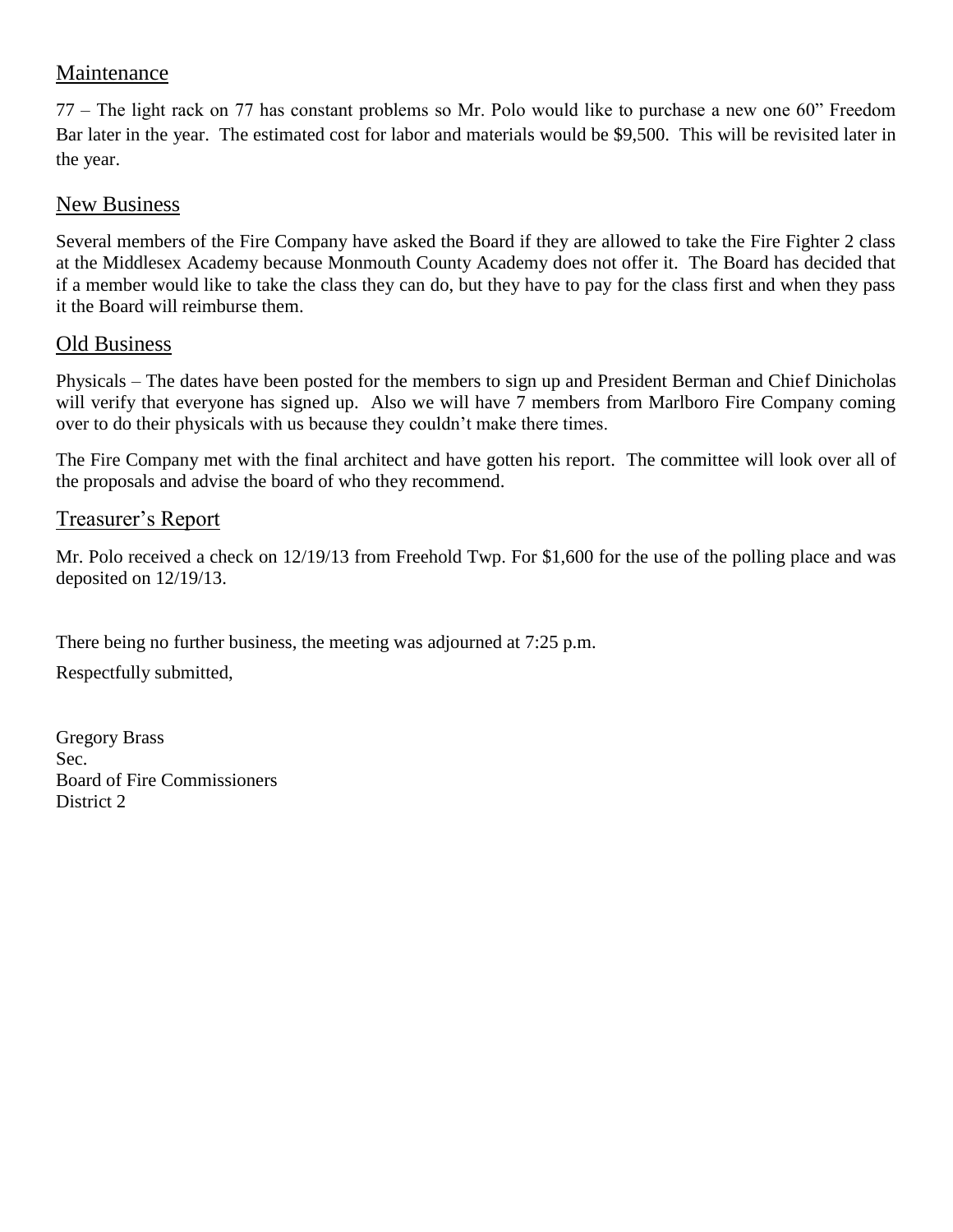## Maintenance

77 – The light rack on 77 has constant problems so Mr. Polo would like to purchase a new one 60" Freedom Bar later in the year. The estimated cost for labor and materials would be $9,500. This will be revisited later in the year.

## New Business

Several members of the Fire Company have asked the Board if they are allowed to take the Fire Fighter 2 class at the Middlesex Academy because Monmouth County Academy does not offer it. The Board has decided that if a member would like to take the class they can do, but they have to pay for the class first and when they pass it the Board will reimburse them.

## Old Business

Physicals – The dates have been posted for the members to sign up and President Berman and Chief Dinicholas will verify that everyone has signed up. Also we will have 7 members from Marlboro Fire Company coming over to do their physicals with us because they couldn't make there times.

The Fire Company met with the final architect and have gotten his report. The committee will look over all of the proposals and advise the board of who they recommend.

## Treasurer's Report

Mr. Polo received a check on 12/19/13 from Freehold Twp. For $1,600 for the use of the polling place and was deposited on 12/19/13.

There being no further business, the meeting was adjourned at 7:25 p.m.

Respectfully submitted,

Gregory Brass
Sec.
Board of Fire Commissioners
District 2